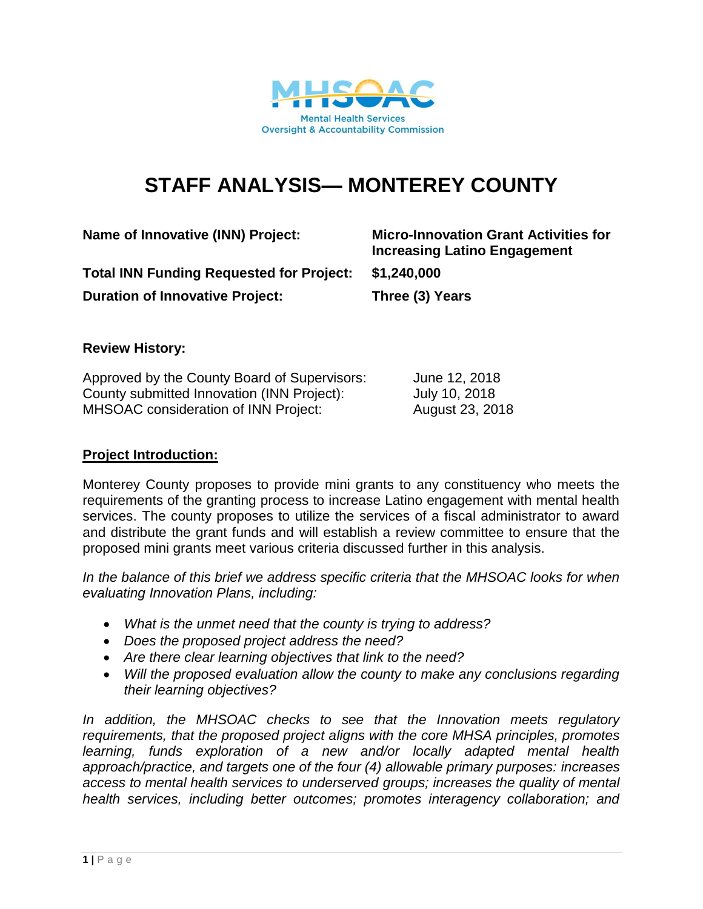MHSOAC

Mental Health Services
Oversight & Accountability Commission

# STAFF ANALYSIS— MONTEREY COUNTY

| | |
|---|---|
| **Name of Innovative (INN) Project:** | **Micro-Innovation Grant Activities for Increasing Latino Engagement** |
| **Total INN Funding Requested for Project:** | **$1,240,000** |
| **Duration of Innovative Project:** | **Three (3) Years** |

**Review History:**

| | |
|---|---|
| Approved by the County Board of Supervisors: | June 12, 2018 |
| County submitted Innovation (INN Project): | July 10, 2018 |
| MHSOAC consideration of INN Project: | August 23, 2018 |

**<u>Project Introduction:</u>**

Monterey County proposes to provide mini grants to any constituency who meets the requirements of the granting process to increase Latino engagement with mental health services. The county proposes to utilize the services of a fiscal administrator to award and distribute the grant funds and will establish a review committee to ensure that the proposed mini grants meet various criteria discussed further in this analysis.

*In the balance of this brief we address specific criteria that the MHSOAC looks for when evaluating Innovation Plans, including:*

- *What is the unmet need that the county is trying to address?*
- *Does the proposed project address the need?*
- *Are there clear learning objectives that link to the need?*
- *Will the proposed evaluation allow the county to make any conclusions regarding their learning objectives?*

*In addition, the MHSOAC checks to see that the Innovation meets regulatory requirements, that the proposed project aligns with the core MHSA principles, promotes learning, funds exploration of a new and/or locally adapted mental health approach/practice, and targets one of the four (4) allowable primary purposes: increases access to mental health services to underserved groups; increases the quality of mental health services, including better outcomes; promotes interagency collaboration; and*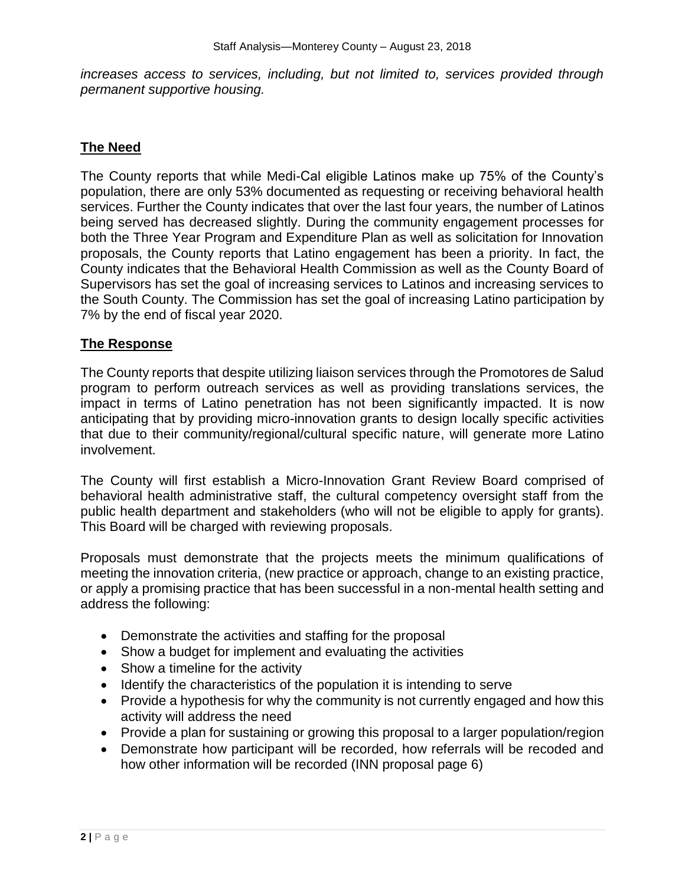*increases access to services, including, but not limited to, services provided through permanent supportive housing.*

## The Need

The County reports that while Medi-Cal eligible Latinos make up 75% of the County's population, there are only 53% documented as requesting or receiving behavioral health services. Further the County indicates that over the last four years, the number of Latinos being served has decreased slightly. During the community engagement processes for both the Three Year Program and Expenditure Plan as well as solicitation for Innovation proposals, the County reports that Latino engagement has been a priority. In fact, the County indicates that the Behavioral Health Commission as well as the County Board of Supervisors has set the goal of increasing services to Latinos and increasing services to the South County. The Commission has set the goal of increasing Latino participation by 7% by the end of fiscal year 2020.

## The Response

The County reports that despite utilizing liaison services through the Promotores de Salud program to perform outreach services as well as providing translations services, the impact in terms of Latino penetration has not been significantly impacted. It is now anticipating that by providing micro-innovation grants to design locally specific activities that due to their community/regional/cultural specific nature, will generate more Latino involvement.

The County will first establish a Micro-Innovation Grant Review Board comprised of behavioral health administrative staff, the cultural competency oversight staff from the public health department and stakeholders (who will not be eligible to apply for grants). This Board will be charged with reviewing proposals.

Proposals must demonstrate that the projects meets the minimum qualifications of meeting the innovation criteria, (new practice or approach, change to an existing practice, or apply a promising practice that has been successful in a non-mental health setting and address the following:

- Demonstrate the activities and staffing for the proposal
- Show a budget for implement and evaluating the activities
- Show a timeline for the activity
- Identify the characteristics of the population it is intending to serve
- Provide a hypothesis for why the community is not currently engaged and how this activity will address the need
- Provide a plan for sustaining or growing this proposal to a larger population/region
- Demonstrate how participant will be recorded, how referrals will be recoded and how other information will be recorded (INN proposal page 6)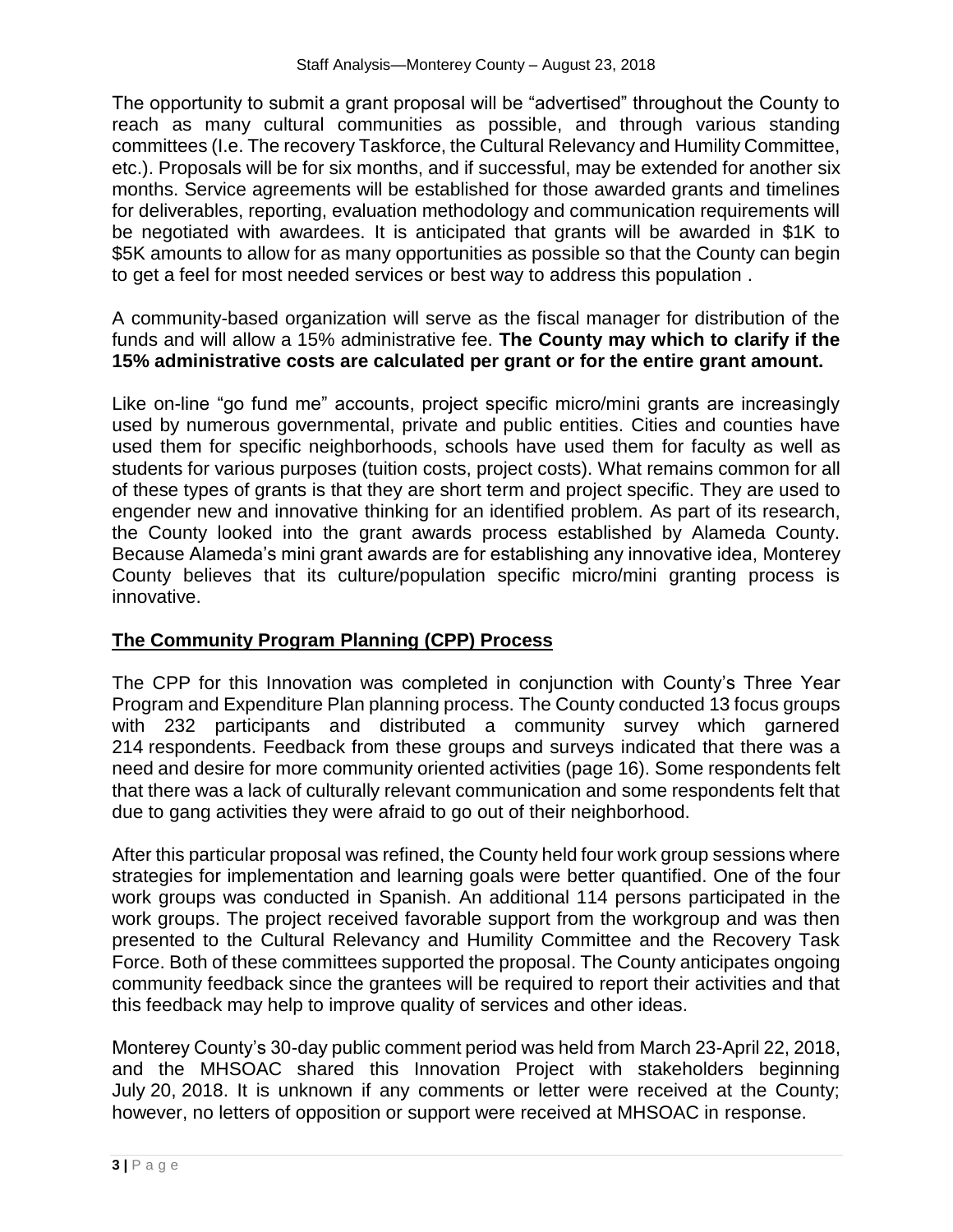The opportunity to submit a grant proposal will be "advertised" throughout the County to reach as many cultural communities as possible, and through various standing committees (I.e. The recovery Taskforce, the Cultural Relevancy and Humility Committee, etc.). Proposals will be for six months, and if successful, may be extended for another six months. Service agreements will be established for those awarded grants and timelines for deliverables, reporting, evaluation methodology and communication requirements will be negotiated with awardees. It is anticipated that grants will be awarded in $1K to $5K amounts to allow for as many opportunities as possible so that the County can begin to get a feel for most needed services or best way to address this population .

A community-based organization will serve as the fiscal manager for distribution of the funds and will allow a 15% administrative fee. **The County may which to clarify if the 15% administrative costs are calculated per grant or for the entire grant amount.**

Like on-line "go fund me" accounts, project specific micro/mini grants are increasingly used by numerous governmental, private and public entities. Cities and counties have used them for specific neighborhoods, schools have used them for faculty as well as students for various purposes (tuition costs, project costs). What remains common for all of these types of grants is that they are short term and project specific. They are used to engender new and innovative thinking for an identified problem. As part of its research, the County looked into the grant awards process established by Alameda County. Because Alameda's mini grant awards are for establishing any innovative idea, Monterey County believes that its culture/population specific micro/mini granting process is innovative.

## The Community Program Planning (CPP) Process

The CPP for this Innovation was completed in conjunction with County's Three Year Program and Expenditure Plan planning process. The County conducted 13 focus groups with 232 participants and distributed a community survey which garnered 214 respondents. Feedback from these groups and surveys indicated that there was a need and desire for more community oriented activities (page 16). Some respondents felt that there was a lack of culturally relevant communication and some respondents felt that due to gang activities they were afraid to go out of their neighborhood.

After this particular proposal was refined, the County held four work group sessions where strategies for implementation and learning goals were better quantified. One of the four work groups was conducted in Spanish. An additional 114 persons participated in the work groups. The project received favorable support from the workgroup and was then presented to the Cultural Relevancy and Humility Committee and the Recovery Task Force. Both of these committees supported the proposal. The County anticipates ongoing community feedback since the grantees will be required to report their activities and that this feedback may help to improve quality of services and other ideas.

Monterey County's 30-day public comment period was held from March 23-April 22, 2018, and the MHSOAC shared this Innovation Project with stakeholders beginning July 20, 2018. It is unknown if any comments or letter were received at the County; however, no letters of opposition or support were received at MHSOAC in response.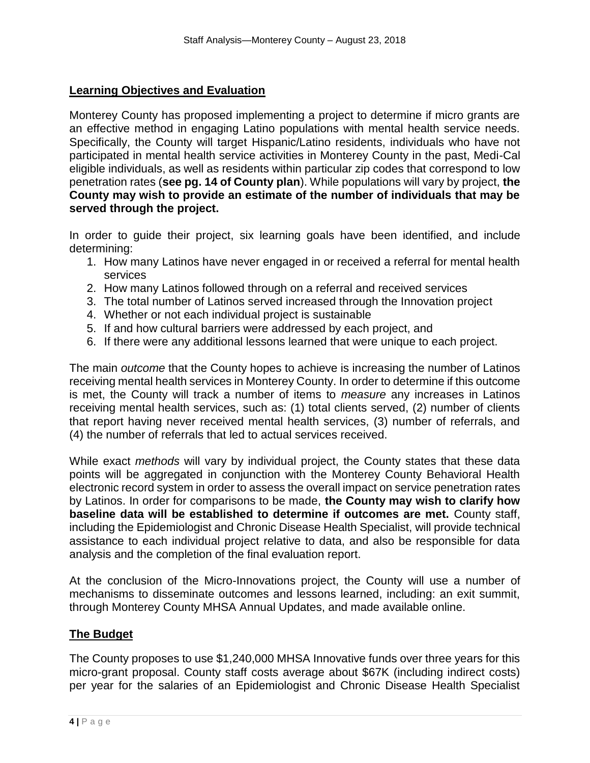## **Learning Objectives and Evaluation**

Monterey County has proposed implementing a project to determine if micro grants are an effective method in engaging Latino populations with mental health service needs. Specifically, the County will target Hispanic/Latino residents, individuals who have not participated in mental health service activities in Monterey County in the past, Medi-Cal eligible individuals, as well as residents within particular zip codes that correspond to low penetration rates (**see pg. 14 of County plan**). While populations will vary by project, **the County may wish to provide an estimate of the number of individuals that may be served through the project.**

In order to guide their project, six learning goals have been identified, and include determining:

1. How many Latinos have never engaged in or received a referral for mental health services
2. How many Latinos followed through on a referral and received services
3. The total number of Latinos served increased through the Innovation project
4. Whether or not each individual project is sustainable
5. If and how cultural barriers were addressed by each project, and
6. If there were any additional lessons learned that were unique to each project.

The main *outcome* that the County hopes to achieve is increasing the number of Latinos receiving mental health services in Monterey County. In order to determine if this outcome is met, the County will track a number of items to *measure* any increases in Latinos receiving mental health services, such as: (1) total clients served, (2) number of clients that report having never received mental health services, (3) number of referrals, and (4) the number of referrals that led to actual services received.

While exact *methods* will vary by individual project, the County states that these data points will be aggregated in conjunction with the Monterey County Behavioral Health electronic record system in order to assess the overall impact on service penetration rates by Latinos. In order for comparisons to be made, **the County may wish to clarify how baseline data will be established to determine if outcomes are met.** County staff, including the Epidemiologist and Chronic Disease Health Specialist, will provide technical assistance to each individual project relative to data, and also be responsible for data analysis and the completion of the final evaluation report.

At the conclusion of the Micro-Innovations project, the County will use a number of mechanisms to disseminate outcomes and lessons learned, including: an exit summit, through Monterey County MHSA Annual Updates, and made available online.

## **The Budget**

The County proposes to use $1,240,000 MHSA Innovative funds over three years for this micro-grant proposal. County staff costs average about $67K (including indirect costs) per year for the salaries of an Epidemiologist and Chronic Disease Health Specialist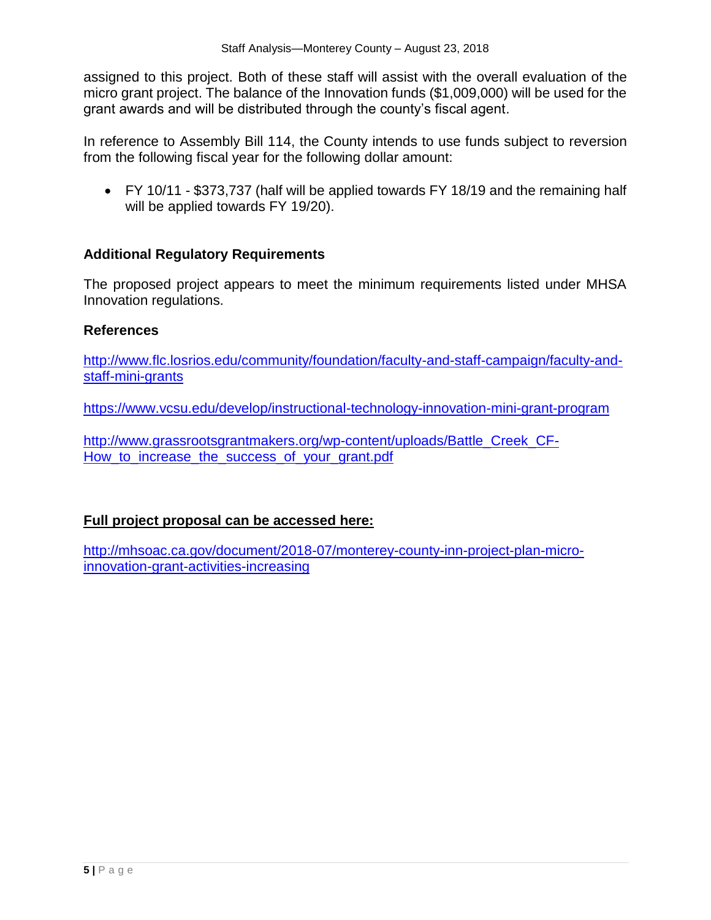assigned to this project. Both of these staff will assist with the overall evaluation of the micro grant project. The balance of the Innovation funds ($1,009,000) will be used for the grant awards and will be distributed through the county's fiscal agent.

In reference to Assembly Bill 114, the County intends to use funds subject to reversion from the following fiscal year for the following dollar amount:

- FY 10/11 - $373,737 (half will be applied towards FY 18/19 and the remaining half will be applied towards FY 19/20).

## Additional Regulatory Requirements

The proposed project appears to meet the minimum requirements listed under MHSA Innovation regulations.

## References

http://www.flc.losrios.edu/community/foundation/faculty-and-staff-campaign/faculty-and-staff-mini-grants

https://www.vcsu.edu/develop/instructional-technology-innovation-mini-grant-program

http://www.grassrootsgrantmakers.org/wp-content/uploads/Battle_Creek_CF-How_to_increase_the_success_of_your_grant.pdf

## Full project proposal can be accessed here:

http://mhsoac.ca.gov/document/2018-07/monterey-county-inn-project-plan-micro-innovation-grant-activities-increasing